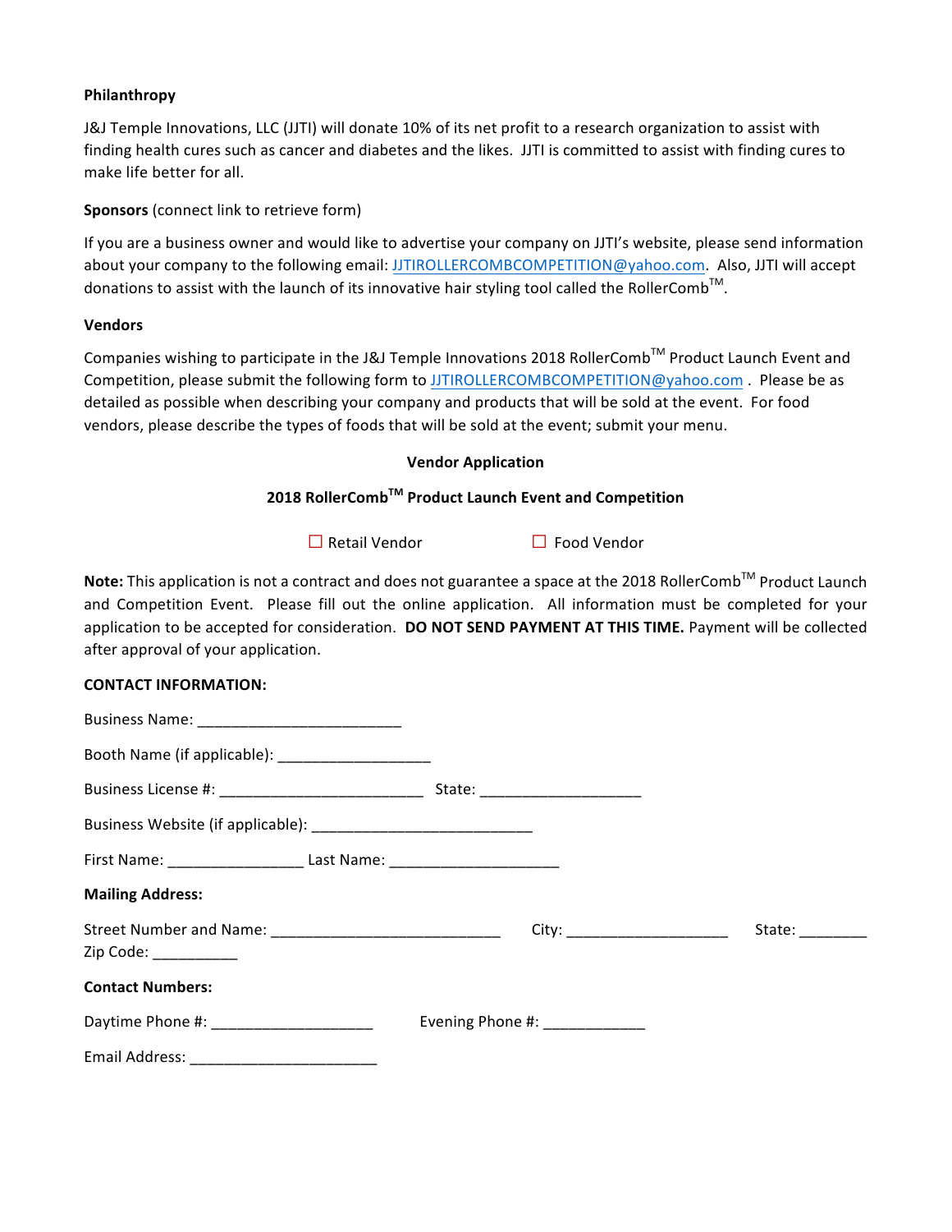**Philanthropy**

J&J Temple Innovations, LLC (JJTI) will donate 10% of its net profit to a research organization to assist with finding health cures such as cancer and diabetes and the likes. JJTI is committed to assist with finding cures to make life better for all.

**Sponsors** (connect link to retrieve form)

If you are a business owner and would like to advertise your company on JJTI's website, please send information about your company to the following email: JJTIROLLERCOMBCOMPETITION@yahoo.com. Also, JJTI will accept donations to assist with the launch of its innovative hair styling tool called the RollerComb™.

**Vendors**

Companies wishing to participate in the J&J Temple Innovations 2018 RollerComb™ Product Launch Event and Competition, please submit the following form to JJTIROLLERCOMBCOMPETITION@yahoo.com . Please be as detailed as possible when describing your company and products that will be sold at the event. For food vendors, please describe the types of foods that will be sold at the event; submit your menu.

**Vendor Application**

**2018 RollerComb™ Product Launch Event and Competition**

☐ Retail Vendor ☐ Food Vendor

**Note:** This application is not a contract and does not guarantee a space at the 2018 RollerComb™ Product Launch and Competition Event. Please fill out the online application. All information must be completed for your application to be accepted for consideration. **DO NOT SEND PAYMENT AT THIS TIME.** Payment will be collected after approval of your application.

**CONTACT INFORMATION:**

Business Name: ________________________

Booth Name (if applicable): __________________

Business License #: ________________________ State: ___________________

Business Website (if applicable): __________________________

First Name: ________________ Last Name: ____________________

**Mailing Address:**

Street Number and Name: ___________________________ City: ___________________ State: ________
Zip Code: __________

**Contact Numbers:**

Daytime Phone #: ___________________ Evening Phone #: ____________

Email Address: ______________________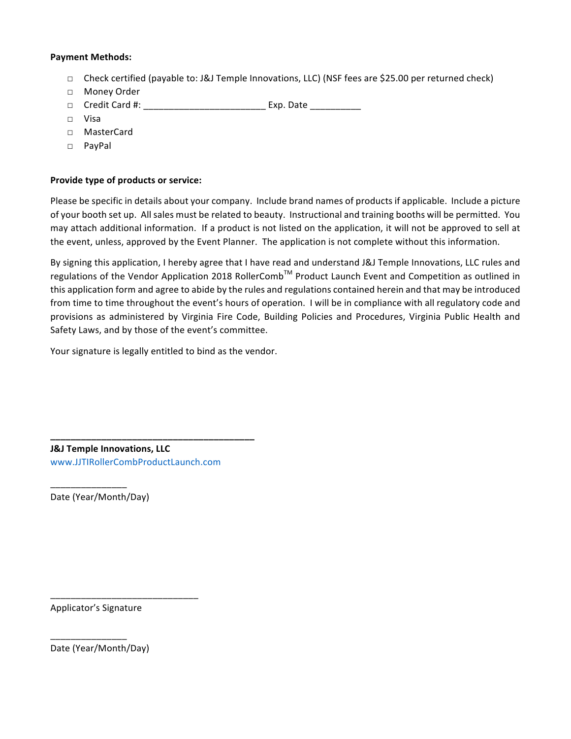**Payment Methods:**

- ☐ Check certified (payable to: J&J Temple Innovations, LLC) (NSF fees are $25.00 per returned check)
- ☐ Money Order
- ☐ Credit Card #: ________________________ Exp. Date __________
- ☐ Visa
- ☐ MasterCard
- ☐ PayPal

**Provide type of products or service:**

Please be specific in details about your company. Include brand names of products if applicable. Include a picture of your booth set up. All sales must be related to beauty. Instructional and training booths will be permitted. You may attach additional information. If a product is not listed on the application, it will not be approved to sell at the event, unless, approved by the Event Planner. The application is not complete without this information.

By signing this application, I hereby agree that I have read and understand J&J Temple Innovations, LLC rules and regulations of the Vendor Application 2018 RollerComb™ Product Launch Event and Competition as outlined in this application form and agree to abide by the rules and regulations contained herein and that may be introduced from time to time throughout the event's hours of operation. I will be in compliance with all regulatory code and provisions as administered by Virginia Fire Code, Building Policies and Procedures, Virginia Public Health and Safety Laws, and by those of the event's committee.

Your signature is legally entitled to bind as the vendor.

________________________________________

**J&J Temple Innovations, LLC**
www.JJTIRollerCombProductLaunch.com

_______________
Date (Year/Month/Day)

_____________________________
Applicator's Signature

_______________
Date (Year/Month/Day)